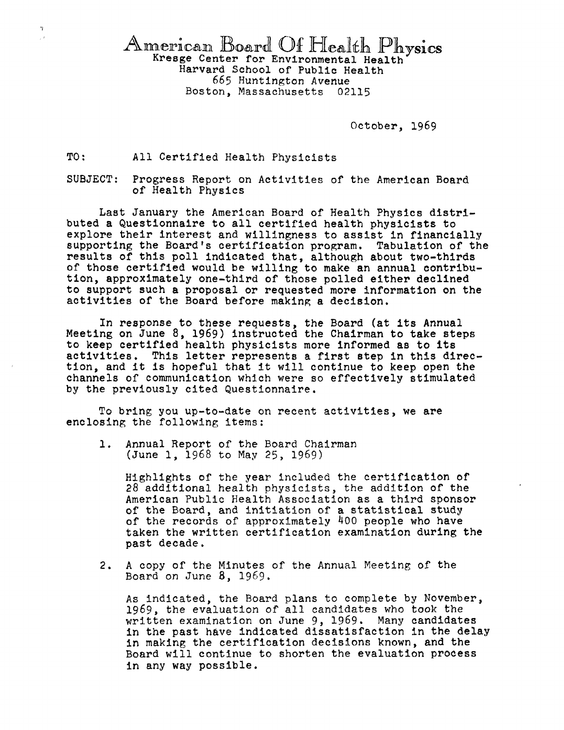# American Board Of Health Physics

Kresge Center for Environmental Health
Harvard School of Public Health
665 Huntington Avenue
Boston, Massachusetts 02115

October, 1969

TO: All Certified Health Physicists

SUBJECT: Progress Report on Activities of the American Board of Health Physics

Last January the American Board of Health Physics distributed a Questionnaire to all certified health physicists to explore their interest and willingness to assist in financially supporting the Board's certification program. Tabulation of the results of this poll indicated that, although about two-thirds of those certified would be willing to make an annual contribution, approximately one-third of those polled either declined to support such a proposal or requested more information on the activities of the Board before making a decision.

In response to these requests, the Board (at its Annual Meeting on June 8, 1969) instructed the Chairman to take steps to keep certified health physicists more informed as to its activities. This letter represents a first step in this direction, and it is hopeful that it will continue to keep open the channels of communication which were so effectively stimulated by the previously cited Questionnaire.

To bring you up-to-date on recent activities, we are enclosing the following items:

1. Annual Report of the Board Chairman (June 1, 1968 to May 25, 1969)

   Highlights of the year included the certification of 28 additional health physicists, the addition of the American Public Health Association as a third sponsor of the Board, and initiation of a statistical study of the records of approximately 400 people who have taken the written certification examination during the past decade.

2. A copy of the Minutes of the Annual Meeting of the Board on June 8, 1969.

   As indicated, the Board plans to complete by November, 1969, the evaluation of all candidates who took the written examination on June 9, 1969. Many candidates in the past have indicated dissatisfaction in the delay in making the certification decisions known, and the Board will continue to shorten the evaluation process in any way possible.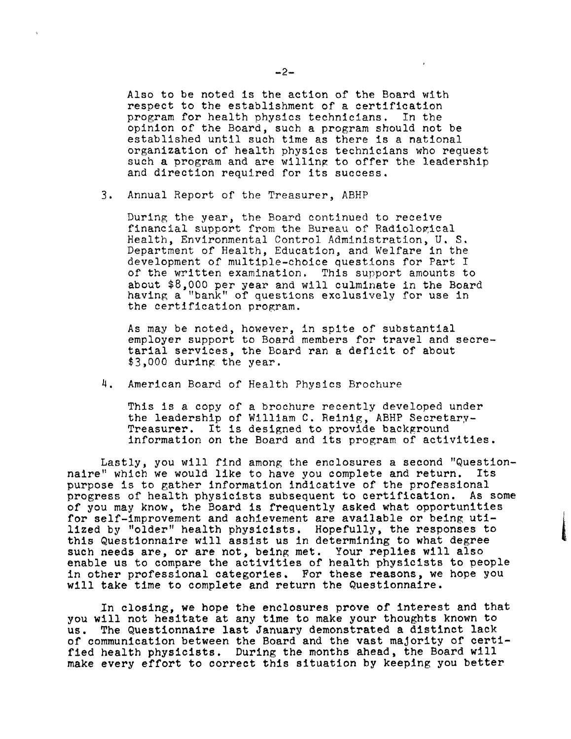Also to be noted is the action of the Board with respect to the establishment of a certification program for health physics technicians. In the opinion of the Board, such a program should not be established until such time as there is a national organization of health physics technicians who request such a program and are willing to offer the leadership and direction required for its success.

3. Annual Report of the Treasurer, ABHP

   During the year, the Board continued to receive financial support from the Bureau of Radiological Health, Environmental Control Administration, U. S. Department of Health, Education, and Welfare in the development of multiple-choice questions for Part I of the written examination. This support amounts to about $8,000 per year and will culminate in the Board having a "bank" of questions exclusively for use in the certification program.

   As may be noted, however, in spite of substantial employer support to Board members for travel and secretarial services, the Board ran a deficit of about $3,000 during the year.

4. American Board of Health Physics Brochure

   This is a copy of a brochure recently developed under the leadership of William C. Reinig, ABHP Secretary-Treasurer. It is designed to provide background information on the Board and its program of activities.

Lastly, you will find among the enclosures a second "Questionnaire" which we would like to have you complete and return. Its purpose is to gather information indicative of the professional progress of health physicists subsequent to certification. As some of you may know, the Board is frequently asked what opportunities for self-improvement and achievement are available or being utilized by "older" health physicists. Hopefully, the responses to this Questionnaire will assist us in determining to what degree such needs are, or are not, being met. Your replies will also enable us to compare the activities of health physicists to people in other professional categories. For these reasons, we hope you will take time to complete and return the Questionnaire.

In closing, we hope the enclosures prove of interest and that you will not hesitate at any time to make your thoughts known to us. The Questionnaire last January demonstrated a distinct lack of communication between the Board and the vast majority of certified health physicists. During the months ahead, the Board will make every effort to correct this situation by keeping you better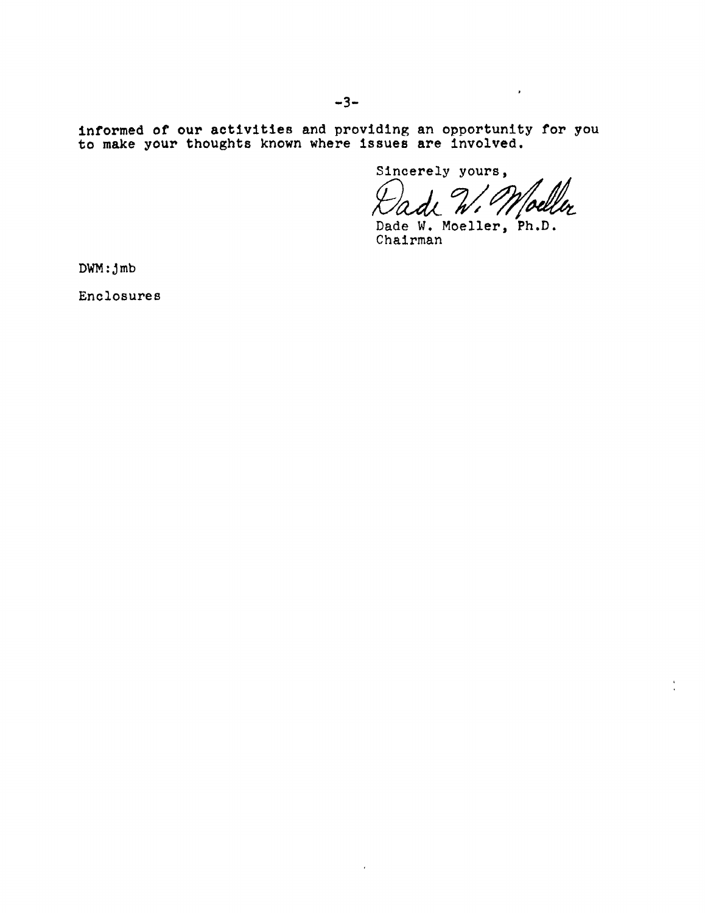informed of our activities and providing an opportunity for you to make your thoughts known where issues are involved.

Sincerely yours,

Dade W. Moeller

Dade W. Moeller, Ph.D.
Chairman

DWM:jmb

Enclosures